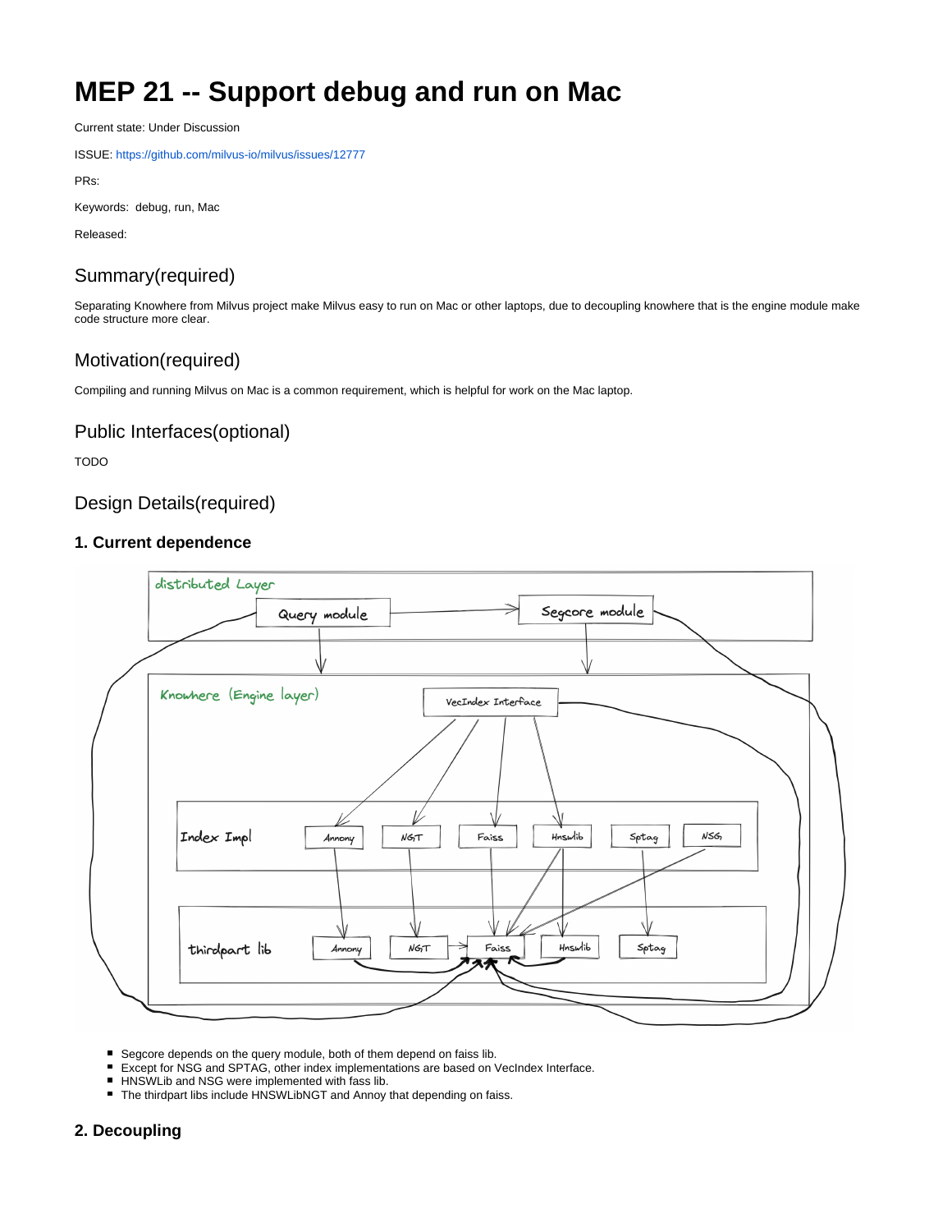# MEP 21 -- Support debug and run on Mac

Current state: Under Discussion

ISSUE: https://github.com/milvus-io/milvus/issues/12777

PRs:

Keywords: debug, run, Mac

Released:

## Summary(required)

Separating Knowhere from Milvus project make Milvus easy to run on Mac or other laptops, due to decoupling knowhere that is the engine module make code structure more clear.

## Motivation(required)

Compiling and running Milvus on Mac is a common requirement, which is helpful for work on the Mac laptop.

## Public Interfaces(optional)

TODO

## Design Details(required)

### 1. Current dependence

- Segcore depends on the query module, both of them depend on faiss lib.
- Except for NSG and SPTAG, other index implementations are based on VecIndex Interface.
- HNSWLib and NSG were implemented with fass lib.
- The thirdpart libs include HNSWLibNGT and Annoy that depending on faiss.

### 2. Decoupling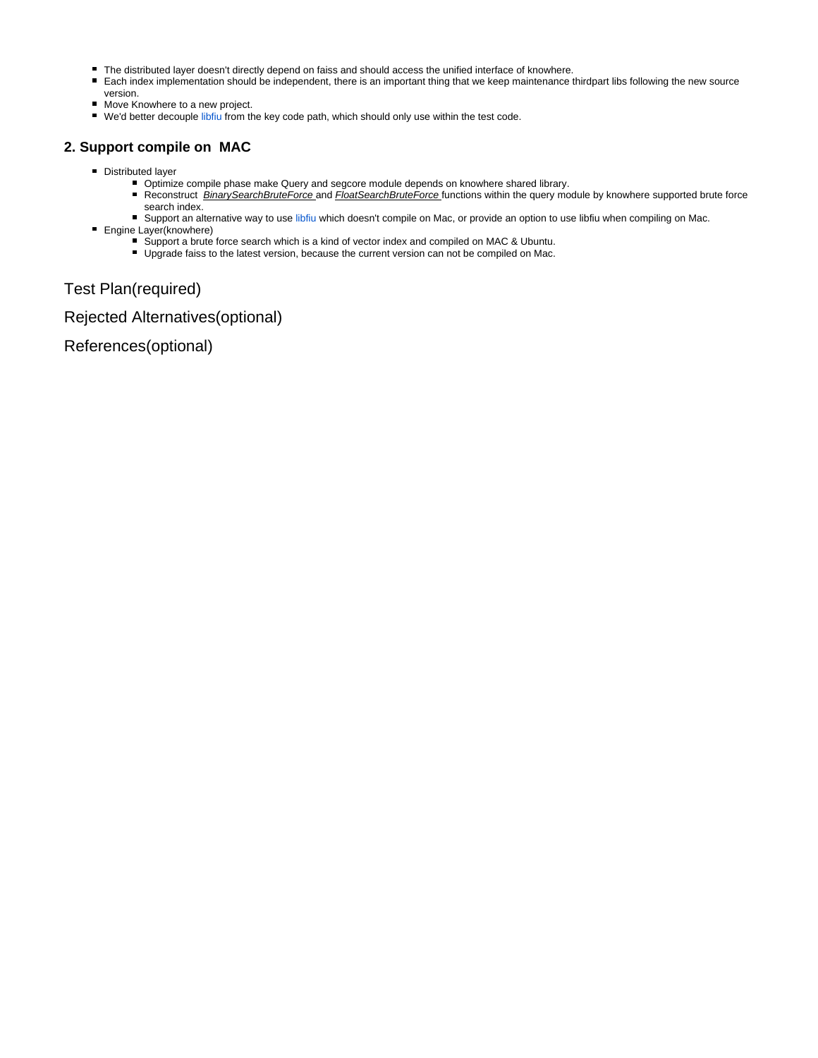- The distributed layer doesn't directly depend on faiss and should access the unified interface of knowhere.
- Each index implementation should be independent, there is an important thing that we keep maintenance thirdpart libs following the new source version.
- Move Knowhere to a new project.
- We'd better decouple libfiu from the key code path, which should only use within the test code.

### 2. Support compile on MAC

- Distributed layer
  - Optimize compile phase make Query and segcore module depends on knowhere shared library.
  - Reconstruct *BinarySearchBruteForce* and *FloatSearchBruteForce* functions within the query module by knowhere supported brute force search index.
  - Support an alternative way to use libfiu which doesn't compile on Mac, or provide an option to use libfiu when compiling on Mac.
- Engine Layer(knowhere)
  - Support a brute force search which is a kind of vector index and compiled on MAC & Ubuntu.
  - Upgrade faiss to the latest version, because the current version can not be compiled on Mac.

## Test Plan(required)

## Rejected Alternatives(optional)

## References(optional)